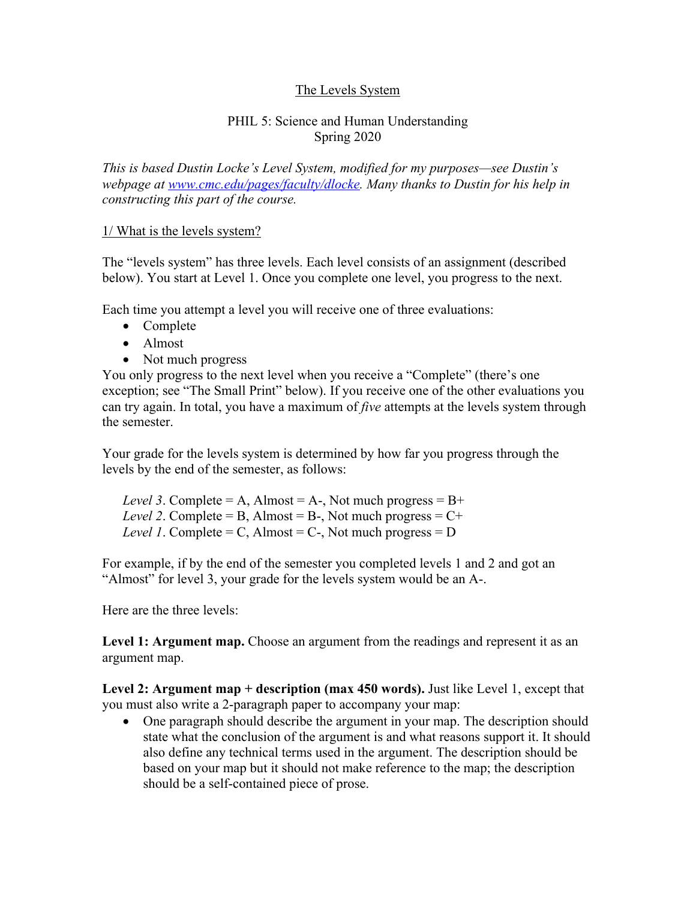# The Levels System

PHIL 5: Science and Human Understanding
Spring 2020

*This is based Dustin Locke's Level System, modified for my purposes—see Dustin's webpage at [www.cmc.edu/pages/faculty/dlocke](www.cmc.edu/pages/faculty/dlocke). Many thanks to Dustin for his help in constructing this part of the course.*

## 1/ What is the levels system?

The "levels system" has three levels. Each level consists of an assignment (described below). You start at Level 1. Once you complete one level, you progress to the next.

Each time you attempt a level you will receive one of three evaluations:

- Complete
- Almost
- Not much progress

You only progress to the next level when you receive a "Complete" (there's one exception; see "The Small Print" below). If you receive one of the other evaluations you can try again. In total, you have a maximum of *five* attempts at the levels system through the semester.

Your grade for the levels system is determined by how far you progress through the levels by the end of the semester, as follows:

*Level 3*. Complete = A, Almost = A-, Not much progress = B+
*Level 2*. Complete = B, Almost = B-, Not much progress = C+
*Level 1*. Complete = C, Almost = C-, Not much progress = D

For example, if by the end of the semester you completed levels 1 and 2 and got an "Almost" for level 3, your grade for the levels system would be an A-.

Here are the three levels:

**Level 1: Argument map.** Choose an argument from the readings and represent it as an argument map.

**Level 2: Argument map + description (max 450 words).** Just like Level 1, except that you must also write a 2-paragraph paper to accompany your map:

- One paragraph should describe the argument in your map. The description should state what the conclusion of the argument is and what reasons support it. It should also define any technical terms used in the argument. The description should be based on your map but it should not make reference to the map; the description should be a self-contained piece of prose.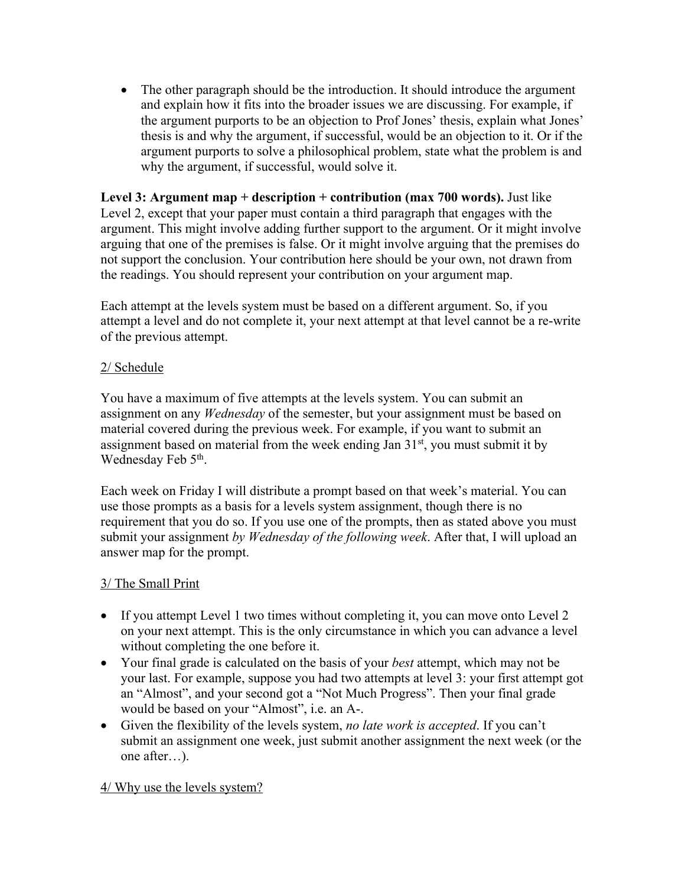- The other paragraph should be the introduction. It should introduce the argument and explain how it fits into the broader issues we are discussing. For example, if the argument purports to be an objection to Prof Jones' thesis, explain what Jones' thesis is and why the argument, if successful, would be an objection to it. Or if the argument purports to solve a philosophical problem, state what the problem is and why the argument, if successful, would solve it.

**Level 3: Argument map + description + contribution (max 700 words).** Just like Level 2, except that your paper must contain a third paragraph that engages with the argument. This might involve adding further support to the argument. Or it might involve arguing that one of the premises is false. Or it might involve arguing that the premises do not support the conclusion. Your contribution here should be your own, not drawn from the readings. You should represent your contribution on your argument map.

Each attempt at the levels system must be based on a different argument. So, if you attempt a level and do not complete it, your next attempt at that level cannot be a re-write of the previous attempt.

<u>2/ Schedule</u>

You have a maximum of five attempts at the levels system. You can submit an assignment on any *Wednesday* of the semester, but your assignment must be based on material covered during the previous week. For example, if you want to submit an assignment based on material from the week ending Jan 31st, you must submit it by Wednesday Feb 5th.

Each week on Friday I will distribute a prompt based on that week's material. You can use those prompts as a basis for a levels system assignment, though there is no requirement that you do so. If you use one of the prompts, then as stated above you must submit your assignment *by Wednesday of the following week*. After that, I will upload an answer map for the prompt.

<u>3/ The Small Print</u>

- If you attempt Level 1 two times without completing it, you can move onto Level 2 on your next attempt. This is the only circumstance in which you can advance a level without completing the one before it.
- Your final grade is calculated on the basis of your *best* attempt, which may not be your last. For example, suppose you had two attempts at level 3: your first attempt got an "Almost", and your second got a "Not Much Progress". Then your final grade would be based on your "Almost", i.e. an A-.
- Given the flexibility of the levels system, *no late work is accepted*. If you can't submit an assignment one week, just submit another assignment the next week (or the one after…).

<u>4/ Why use the levels system?</u>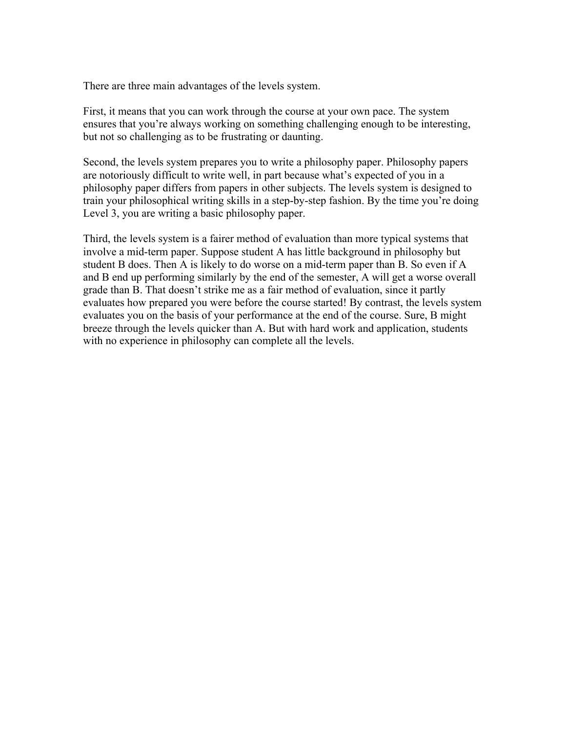There are three main advantages of the levels system.

First, it means that you can work through the course at your own pace. The system ensures that you're always working on something challenging enough to be interesting, but not so challenging as to be frustrating or daunting.

Second, the levels system prepares you to write a philosophy paper. Philosophy papers are notoriously difficult to write well, in part because what's expected of you in a philosophy paper differs from papers in other subjects. The levels system is designed to train your philosophical writing skills in a step-by-step fashion. By the time you're doing Level 3, you are writing a basic philosophy paper.

Third, the levels system is a fairer method of evaluation than more typical systems that involve a mid-term paper. Suppose student A has little background in philosophy but student B does. Then A is likely to do worse on a mid-term paper than B. So even if A and B end up performing similarly by the end of the semester, A will get a worse overall grade than B. That doesn't strike me as a fair method of evaluation, since it partly evaluates how prepared you were before the course started! By contrast, the levels system evaluates you on the basis of your performance at the end of the course. Sure, B might breeze through the levels quicker than A. But with hard work and application, students with no experience in philosophy can complete all the levels.